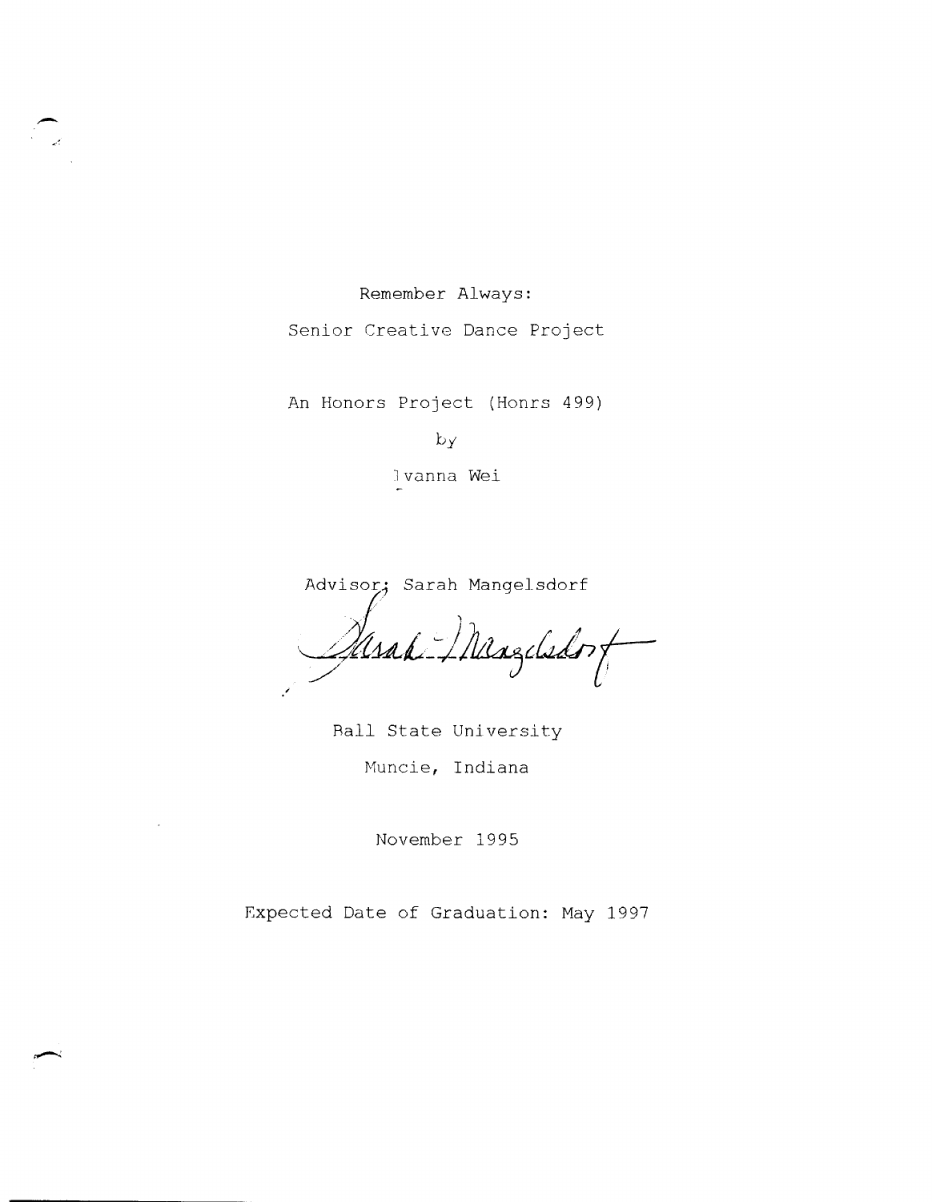# Remember Always:

## Senior Creative Dance Project

An Honors Project (Honrs 499)

by

Ivanna Wei

Advisor: Sarah Mangelsdorf

Ball State University

Muncie, Indiana

November 1995

Expected Date of Graduation: May 1997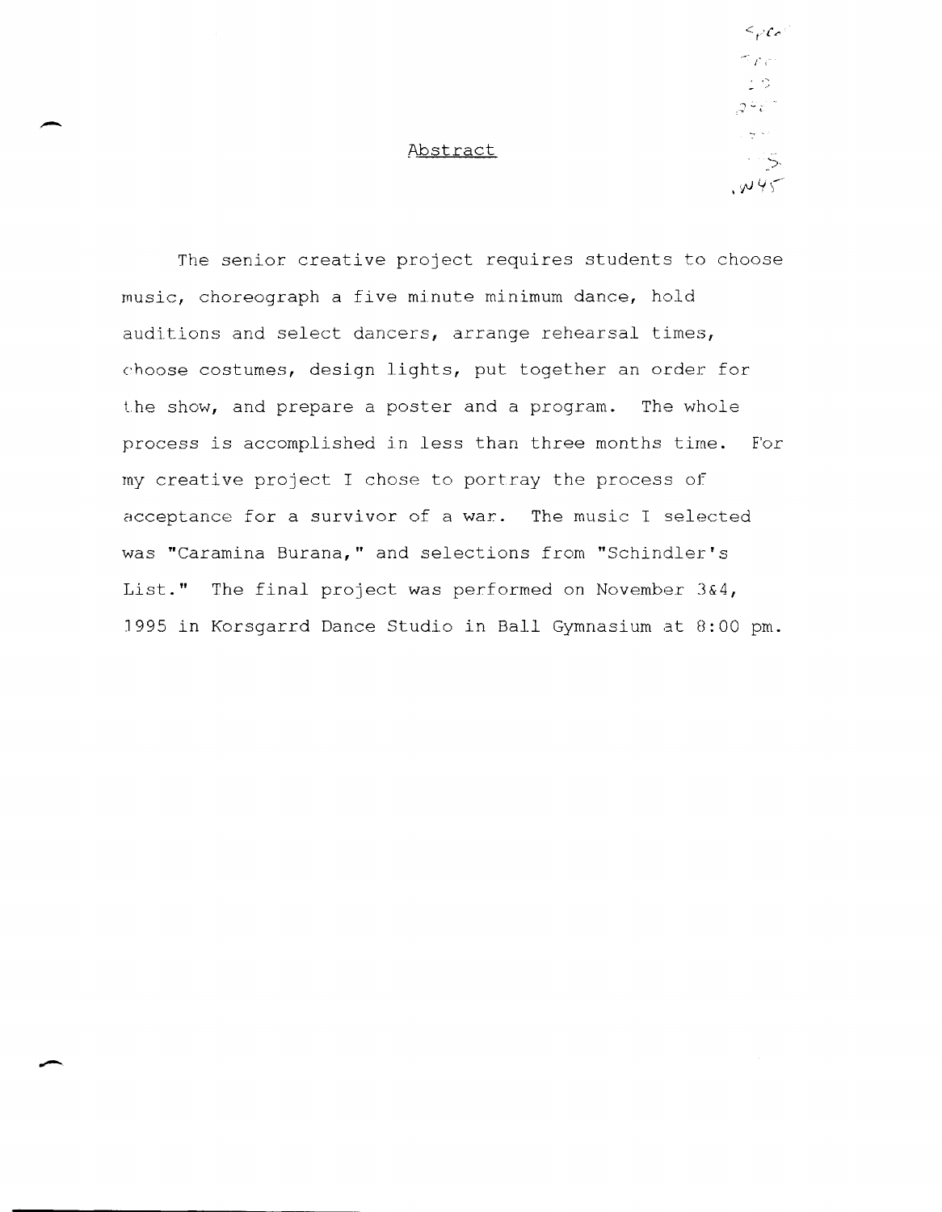# Abstract

The senior creative project requires students to choose music, choreograph a five minute minimum dance, hold auditions and select dancers, arrange rehearsal times, choose costumes, design lights, put together an order for the show, and prepare a poster and a program. The whole process is accomplished in less than three months time. For my creative project I chose to portray the process of acceptance for a survivor of a war. The music I selected was "Caramina Burana," and selections from "Schindler's List." The final project was performed on November 3&4, 1995 in Korsgarrd Dance Studio in Ball Gymnasium at 8:00 pm.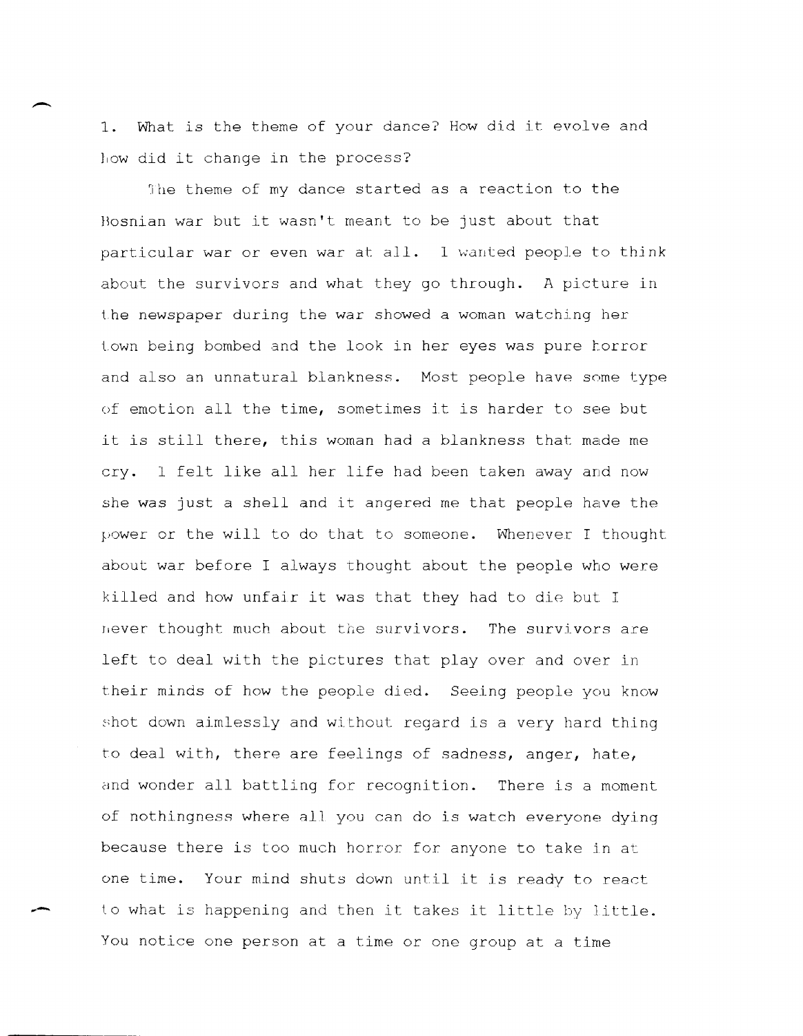1. What is the theme of your dance? How did it evolve and how did it change in the process?

The theme of my dance started as a reaction to the Bosnian war but it wasn't meant to be just about that particular war or even war at all. I wanted people to think about the survivors and what they go through. A picture in the newspaper during the war showed a woman watching her town being bombed and the look in her eyes was pure horror and also an unnatural blankness. Most people have some type of emotion all the time, sometimes it is harder to see but it is still there, this woman had a blankness that made me cry. I felt like all her life had been taken away and now she was just a shell and it angered me that people have the power or the will to do that to someone. Whenever I thought about war before I always thought about the people who were killed and how unfair it was that they had to die but I never thought much about the survivors. The survivors are left to deal with the pictures that play over and over in their minds of how the people died. Seeing people you know shot down aimlessly and without regard is a very hard thing to deal with, there are feelings of sadness, anger, hate, and wonder all battling for recognition. There is a moment of nothingness where all you can do is watch everyone dying because there is too much horror for anyone to take in at one time. Your mind shuts down until it is ready to react to what is happening and then it takes it little by little. You notice one person at a time or one group at a time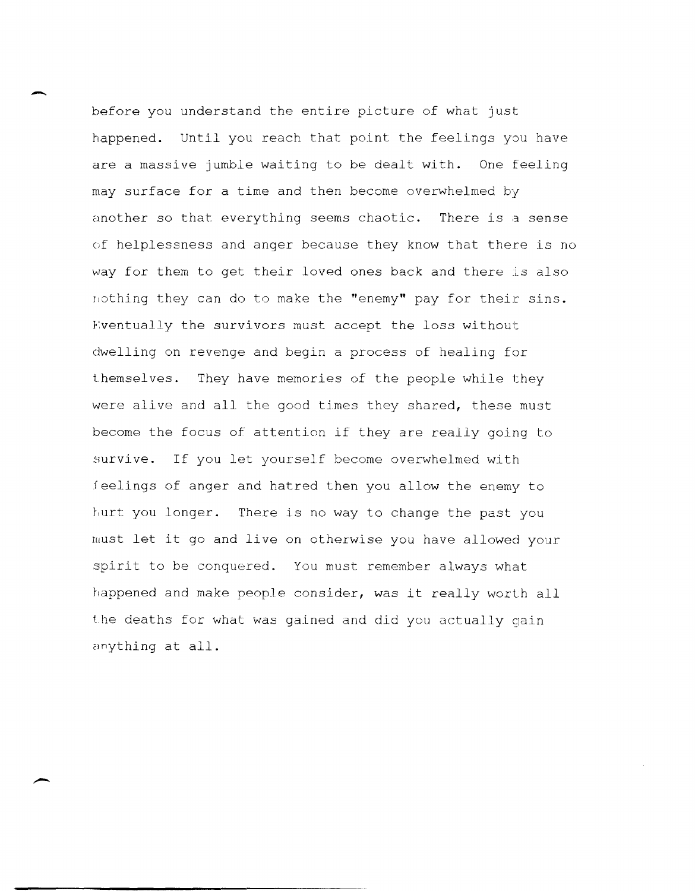before you understand the entire picture of what just happened. Until you reach that point the feelings you have are a massive jumble waiting to be dealt with. One feeling may surface for a time and then become overwhelmed by another so that everything seems chaotic. There is a sense of helplessness and anger because they know that there is no way for them to get their loved ones back and there is also nothing they can do to make the "enemy" pay for their sins. Eventually the survivors must accept the loss without dwelling on revenge and begin a process of healing for themselves. They have memories of the people while they were alive and all the good times they shared, these must become the focus of attention if they are really going to survive. If you let yourself become overwhelmed with feelings of anger and hatred then you allow the enemy to hurt you longer. There is no way to change the past you must let it go and live on otherwise you have allowed your spirit to be conquered. You must remember always what happened and make people consider, was it really worth all the deaths for what was gained and did you actually gain anything at all.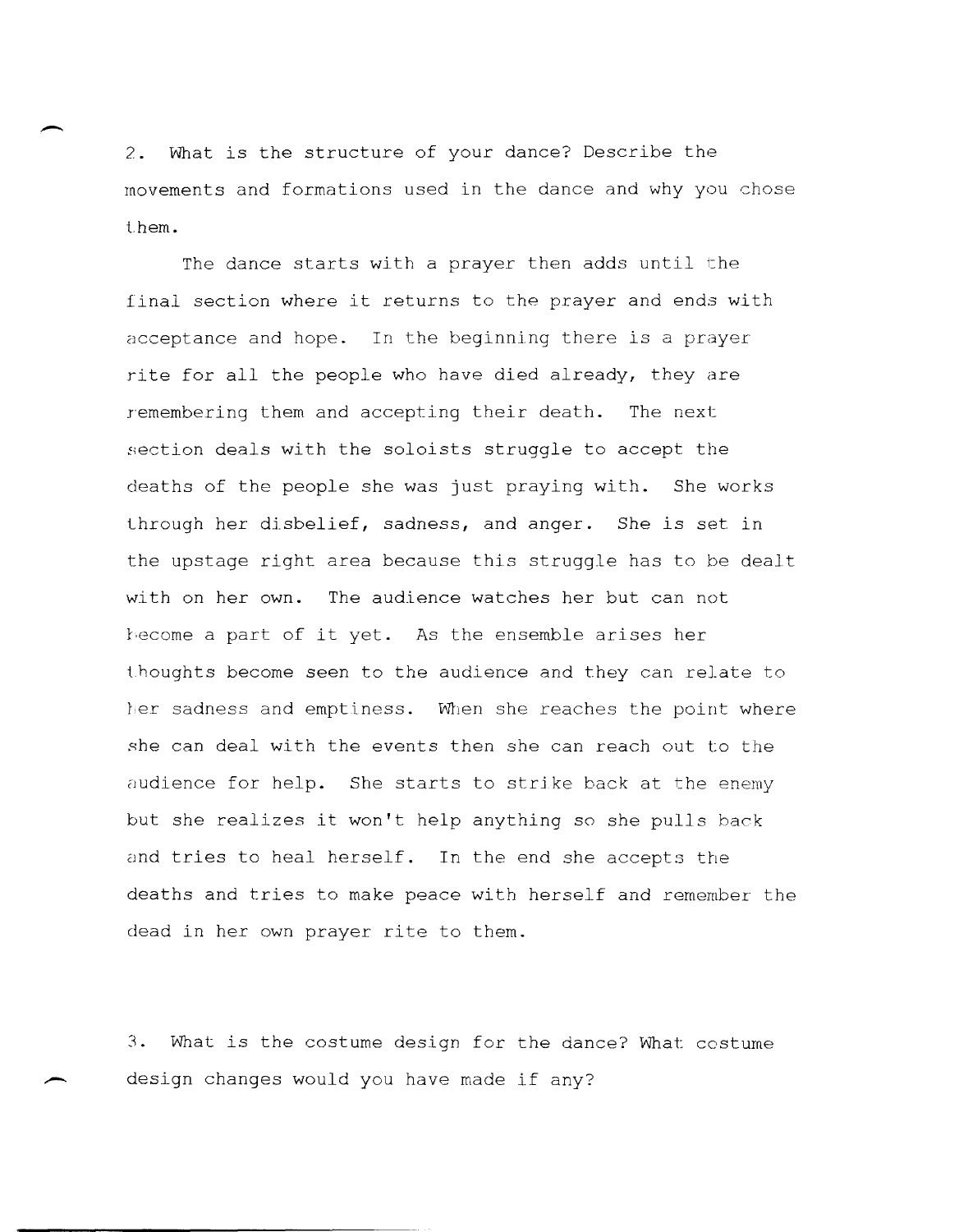2. What is the structure of your dance? Describe the movements and formations used in the dance and why you chose them.

The dance starts with a prayer then adds until the final section where it returns to the prayer and ends with acceptance and hope. In the beginning there is a prayer rite for all the people who have died already, they are remembering them and accepting their death. The next section deals with the soloists struggle to accept the deaths of the people she was just praying with. She works through her disbelief, sadness, and anger. She is set in the upstage right area because this struggle has to be dealt with on her own. The audience watches her but can not become a part of it yet. As the ensemble arises her thoughts become seen to the audience and they can relate to her sadness and emptiness. When she reaches the point where she can deal with the events then she can reach out to the audience for help. She starts to strike back at the enemy but she realizes it won't help anything so she pulls back and tries to heal herself. In the end she accepts the deaths and tries to make peace with herself and remember the dead in her own prayer rite to them.

3. What is the costume design for the dance? What costume design changes would you have made if any?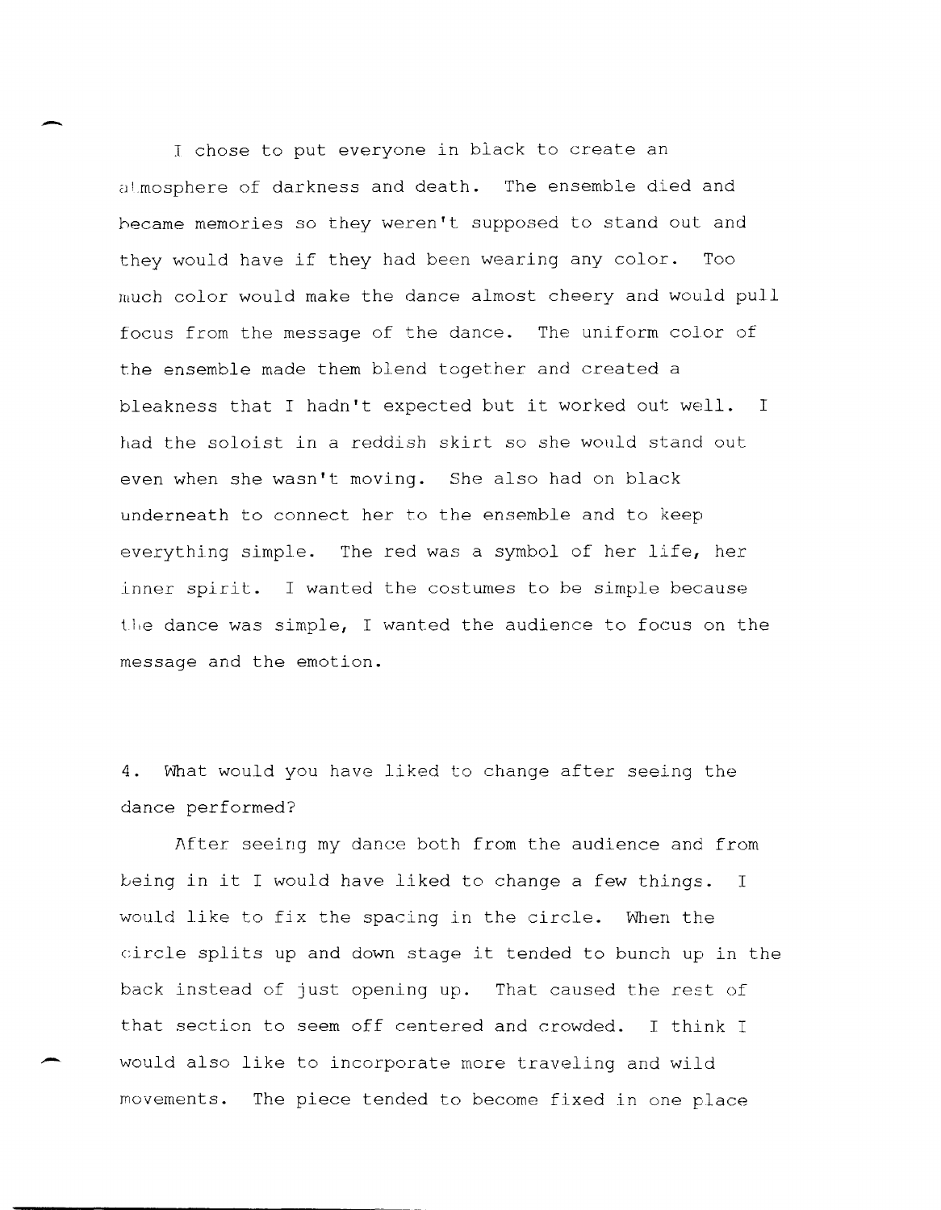I chose to put everyone in black to create an atmosphere of darkness and death. The ensemble died and became memories so they weren't supposed to stand out and they would have if they had been wearing any color. Too much color would make the dance almost cheery and would pull focus from the message of the dance. The uniform color of the ensemble made them blend together and created a bleakness that I hadn't expected but it worked out well. I had the soloist in a reddish skirt so she would stand out even when she wasn't moving. She also had on black underneath to connect her to the ensemble and to keep everything simple. The red was a symbol of her life, her inner spirit. I wanted the costumes to be simple because the dance was simple, I wanted the audience to focus on the message and the emotion.

4. What would you have liked to change after seeing the dance performed?

After seeing my dance both from the audience and from being in it I would have liked to change a few things. I would like to fix the spacing in the circle. When the circle splits up and down stage it tended to bunch up in the back instead of just opening up. That caused the rest of that section to seem off centered and crowded. I think I would also like to incorporate more traveling and wild movements. The piece tended to become fixed in one place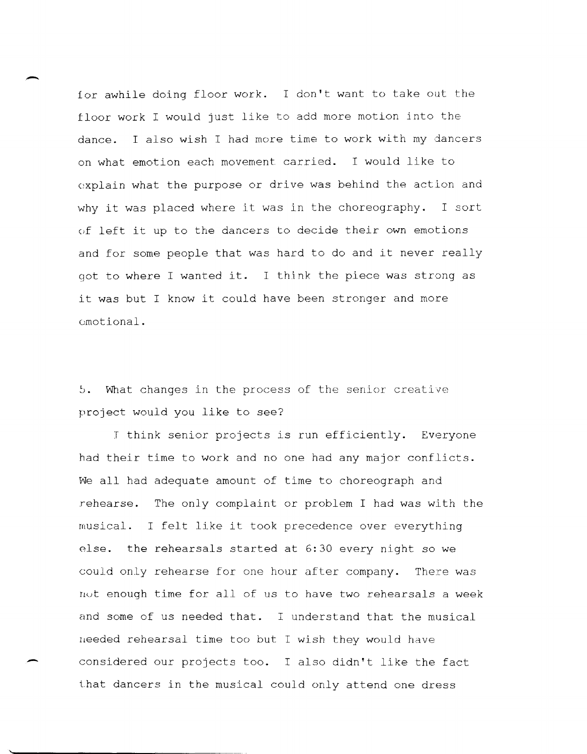for awhile doing floor work. I don't want to take out the floor work I would just like to add more motion into the dance. I also wish I had more time to work with my dancers on what emotion each movement carried. I would like to explain what the purpose or drive was behind the action and why it was placed where it was in the choreography. I sort of left it up to the dancers to decide their own emotions and for some people that was hard to do and it never really got to where I wanted it. I think the piece was strong as it was but I know it could have been stronger and more emotional.

5. What changes in the process of the senior creative project would you like to see?

I think senior projects is run efficiently. Everyone had their time to work and no one had any major conflicts. We all had adequate amount of time to choreograph and rehearse. The only complaint or problem I had was with the musical. I felt like it took precedence over everything else. the rehearsals started at 6:30 every night so we could only rehearse for one hour after company. There was not enough time for all of us to have two rehearsals a week and some of us needed that. I understand that the musical needed rehearsal time too but I wish they would have considered our projects too. I also didn't like the fact that dancers in the musical could only attend one dress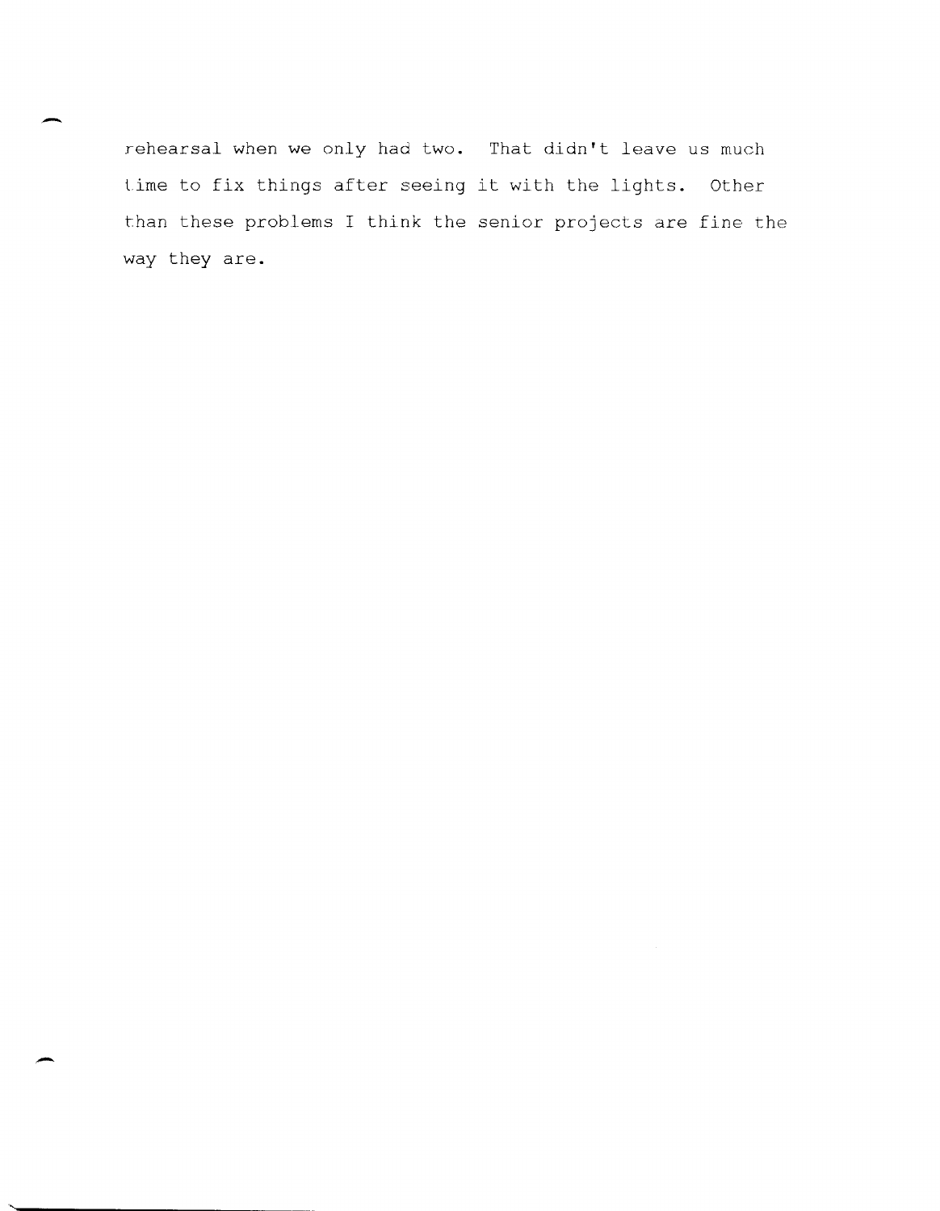rehearsal when we only had two. That didn't leave us much time to fix things after seeing it with the lights. Other than these problems I think the senior projects are fine the way they are.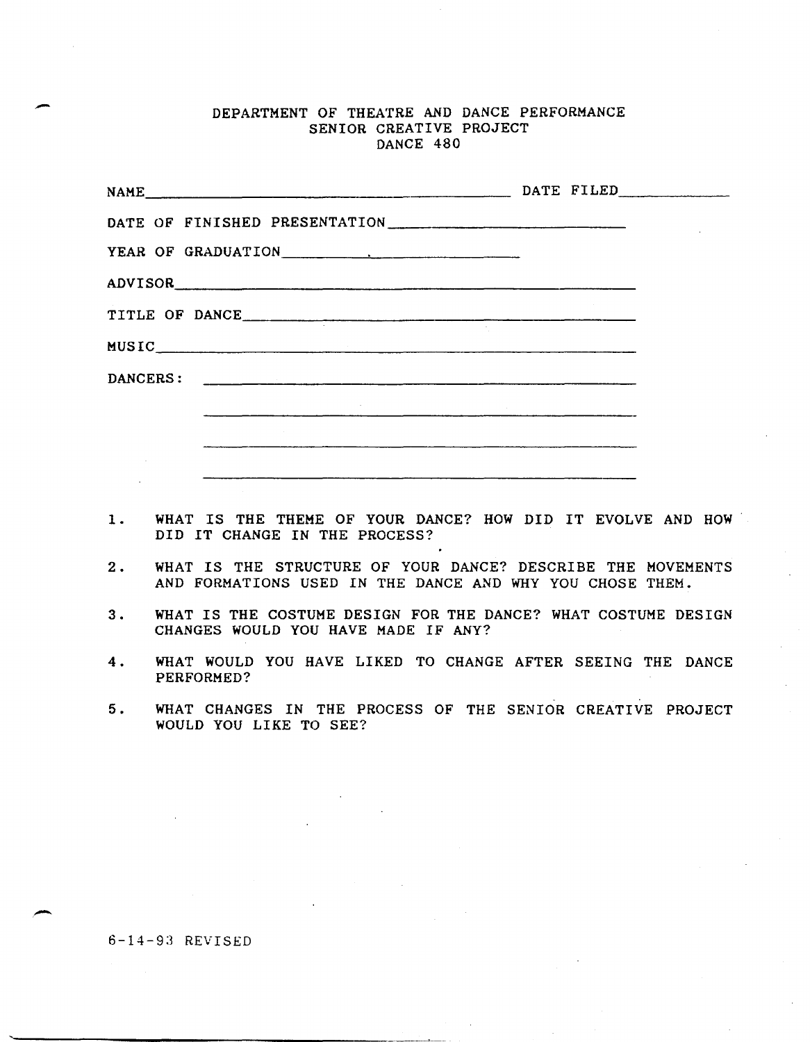# DEPARTMENT OF THEATRE AND DANCE PERFORMANCE
## SENIOR CREATIVE PROJECT
## DANCE 480

NAME\_\_\_\_\_\_\_\_\_\_\_\_\_\_\_\_\_\_\_\_\_\_\_\_\_\_\_\_\_\_\_\_\_\_\_\_ DATE FILED\_\_\_\_\_\_\_\_\_\_\_\_

DATE OF FINISHED PRESENTATION\_\_\_\_\_\_\_\_\_\_\_\_\_\_\_\_\_\_\_\_\_\_\_\_\_\_

YEAR OF GRADUATION\_\_\_\_\_\_\_\_\_\_\_\_\_\_\_\_\_\_\_\_\_\_\_\_\_\_

ADVISOR\_\_\_\_\_\_\_\_\_\_\_\_\_\_\_\_\_\_\_\_\_\_\_\_\_\_\_\_\_\_\_\_\_\_\_\_\_\_\_\_\_\_\_\_\_\_\_\_

TITLE OF DANCE\_\_\_\_\_\_\_\_\_\_\_\_\_\_\_\_\_\_\_\_\_\_\_\_\_\_\_\_\_\_\_\_\_\_\_\_\_\_\_\_\_\_

MUSIC\_\_\_\_\_\_\_\_\_\_\_\_\_\_\_\_\_\_\_\_\_\_\_\_\_\_\_\_\_\_\_\_\_\_\_\_\_\_\_\_\_\_\_\_\_\_\_\_\_\_

DANCERS: \_\_\_\_\_\_\_\_\_\_\_\_\_\_\_\_\_\_\_\_\_\_\_\_\_\_\_\_\_\_\_\_\_\_\_\_\_\_\_\_\_\_

\_\_\_\_\_\_\_\_\_\_\_\_\_\_\_\_\_\_\_\_\_\_\_\_\_\_\_\_\_\_\_\_\_\_\_\_\_\_\_\_\_\_

\_\_\_\_\_\_\_\_\_\_\_\_\_\_\_\_\_\_\_\_\_\_\_\_\_\_\_\_\_\_\_\_\_\_\_\_\_\_\_\_\_\_

\_\_\_\_\_\_\_\_\_\_\_\_\_\_\_\_\_\_\_\_\_\_\_\_\_\_\_\_\_\_\_\_\_\_\_\_\_\_\_\_\_\_

1. WHAT IS THE THEME OF YOUR DANCE? HOW DID IT EVOLVE AND HOW DID IT CHANGE IN THE PROCESS?

2. WHAT IS THE STRUCTURE OF YOUR DANCE? DESCRIBE THE MOVEMENTS AND FORMATIONS USED IN THE DANCE AND WHY YOU CHOSE THEM.

3. WHAT IS THE COSTUME DESIGN FOR THE DANCE? WHAT COSTUME DESIGN CHANGES WOULD YOU HAVE MADE IF ANY?

4. WHAT WOULD YOU HAVE LIKED TO CHANGE AFTER SEEING THE DANCE PERFORMED?

5. WHAT CHANGES IN THE PROCESS OF THE SENIOR CREATIVE PROJECT WOULD YOU LIKE TO SEE?

6-14-93 REVISED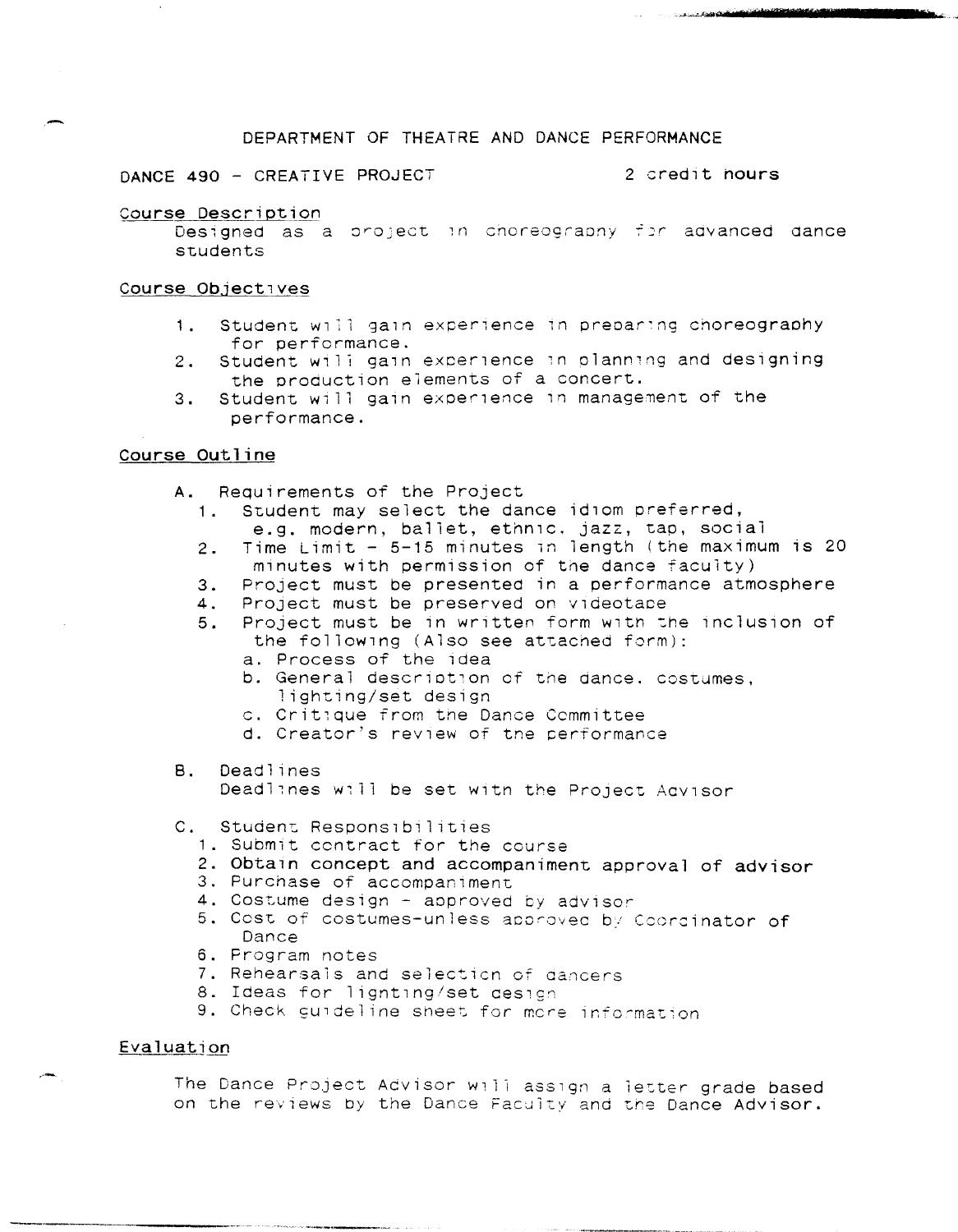# DEPARTMENT OF THEATRE AND DANCE PERFORMANCE

DANCE 490 - CREATIVE PROJECT 2 credit hours

## Course Description

Designed as a project in choreography for advanced dance students

## Course Objectives

1. Student will gain experience in preparing choreography for performance.
2. Student will gain experience in planning and designing the production elements of a concert.
3. Student will gain experience in management of the performance.

## Course Outline

A. Requirements of the Project

1. Student may select the dance idiom preferred, e.g. modern, ballet, ethnic, jazz, tap, social
2. Time Limit - 5-15 minutes in length (the maximum is 20 minutes with permission of the dance faculty)
3. Project must be presented in a performance atmosphere
4. Project must be preserved on videotape
5. Project must be in written form with the inclusion of the following (Also see attached form):
   a. Process of the idea
   b. General description of the dance, costumes, lighting/set design
   c. Critique from the Dance Committee
   d. Creator's review of the performance

B. Deadlines

Deadlines will be set with the Project Advisor

C. Student Responsibilities

1. Submit contract for the course
2. Obtain concept and accompaniment approval of advisor
3. Purchase of accompaniment
4. Costume design - approved by advisor
5. Cost of costumes-unless approved by Coordinator of Dance
6. Program notes
7. Rehearsals and selection of dancers
8. Ideas for lighting/set design
9. Check guideline sheet for more information

## Evaluation

The Dance Project Advisor will assign a letter grade based on the reviews by the Dance Faculty and the Dance Advisor.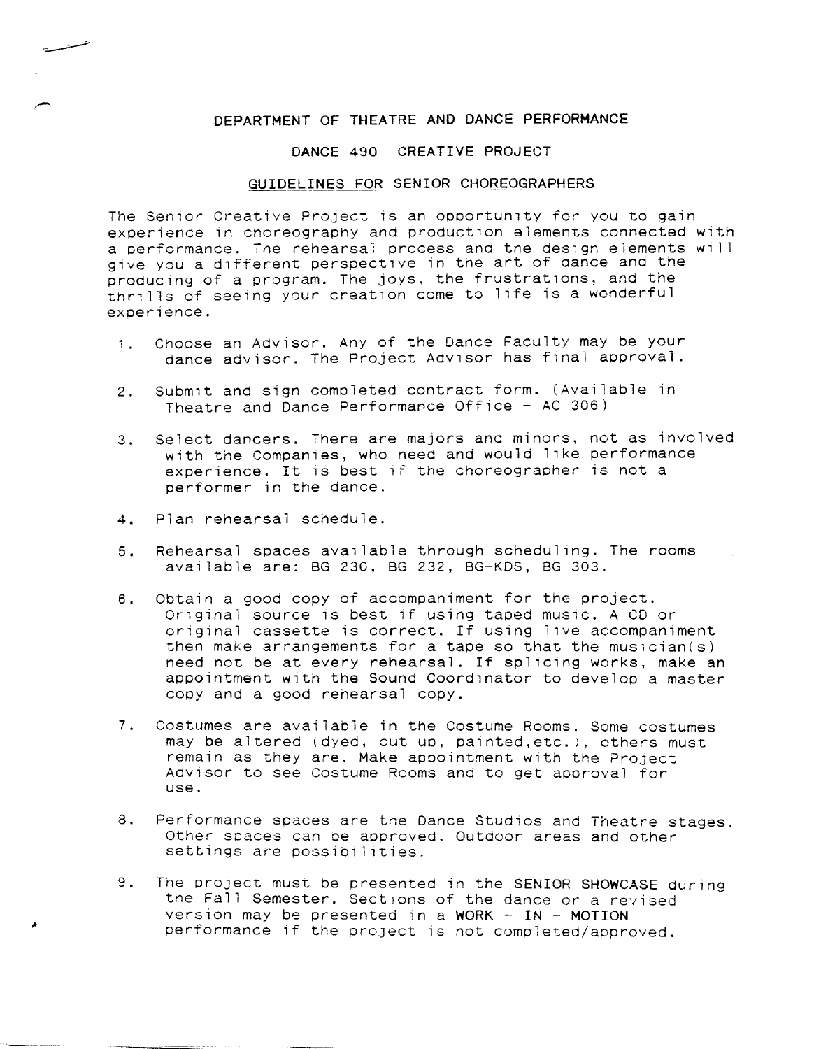# DEPARTMENT OF THEATRE AND DANCE PERFORMANCE

## DANCE 490 CREATIVE PROJECT

### GUIDELINES FOR SENIOR CHOREOGRAPHERS

The Senior Creative Project is an opportunity for you to gain experience in choreography and production elements connected with a performance. The rehearsal process and the design elements will give you a different perspective in the art of dance and the producing of a program. The joys, the frustrations, and the thrills of seeing your creation come to life is a wonderful experience.

1. Choose an Advisor. Any of the Dance Faculty may be your dance advisor. The Project Advisor has final approval.

2. Submit and sign completed contract form. (Available in Theatre and Dance Performance Office - AC 306)

3. Select dancers. There are majors and minors, not as involved with the Companies, who need and would like performance experience. It is best if the choreographer is not a performer in the dance.

4. Plan rehearsal schedule.

5. Rehearsal spaces available through scheduling. The rooms available are: BG 230, BG 232, BG-KDS, BG 303.

6. Obtain a good copy of accompaniment for the project. Original source is best if using taped music. A CD or original cassette is correct. If using live accompaniment then make arrangements for a tape so that the musician(s) need not be at every rehearsal. If splicing works, make an appointment with the Sound Coordinator to develop a master copy and a good rehearsal copy.

7. Costumes are available in the Costume Rooms. Some costumes may be altered (dyed, cut up, painted, etc.), others must remain as they are. Make appointment with the Project Advisor to see Costume Rooms and to get approval for use.

8. Performance spaces are the Dance Studios and Theatre stages. Other spaces can be approved. Outdoor areas and other settings are possibilities.

9. The project must be presented in the **SENIOR SHOWCASE** during the Fall Semester. Sections of the dance or a revised version may be presented in a **WORK - IN - MOTION** performance if the project is not completed/approved.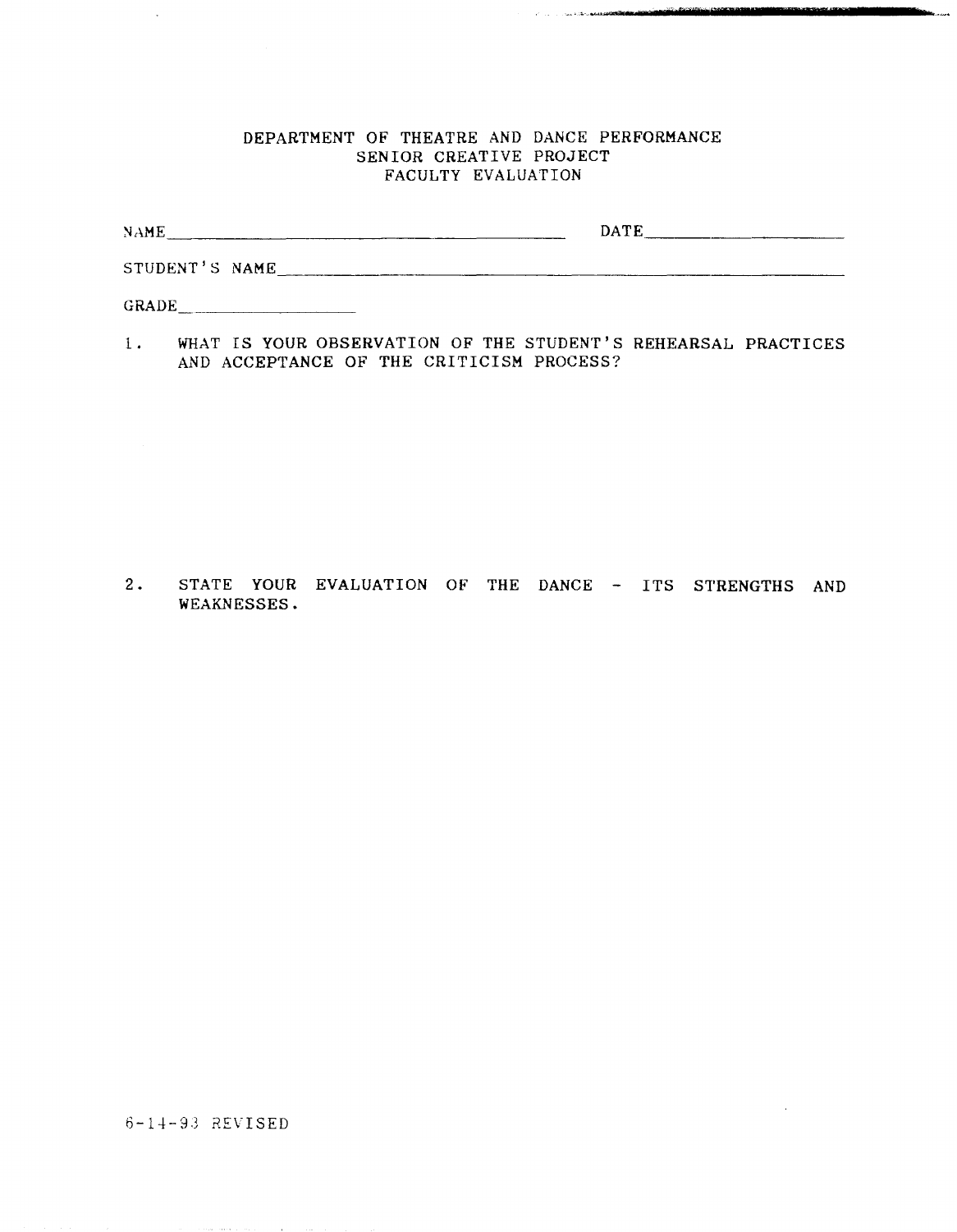# DEPARTMENT OF THEATRE AND DANCE PERFORMANCE
## SENIOR CREATIVE PROJECT
## FACULTY EVALUATION

NAME______________________________ DATE________________

STUDENT'S NAME________________________________________

GRADE______________

1. WHAT IS YOUR OBSERVATION OF THE STUDENT'S REHEARSAL PRACTICES AND ACCEPTANCE OF THE CRITICISM PROCESS?

2. STATE YOUR EVALUATION OF THE DANCE - ITS STRENGTHS AND WEAKNESSES.

6-14-93 REVISED